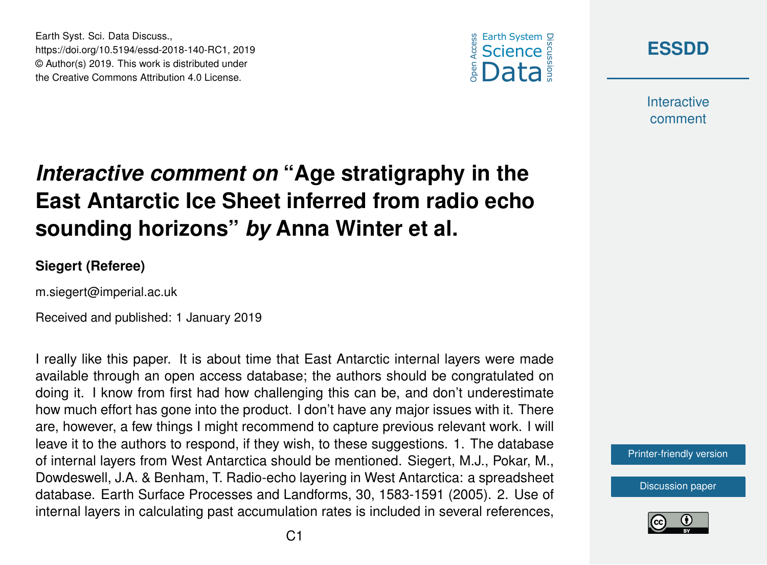# *Interactive comment on* "Age stratigraphy in the East Antarctic Ice Sheet inferred from radio echo sounding horizons" *by* Anna Winter et al.

**Siegert (Referee)**

m.siegert@imperial.ac.uk

Received and published: 1 January 2019

I really like this paper. It is about time that East Antarctic internal layers were made available through an open access database; the authors should be congratulated on doing it. I know from first had how challenging this can be, and don't underestimate how much effort has gone into the product. I don't have any major issues with it. There are, however, a few things I might recommend to capture previous relevant work. I will leave it to the authors to respond, if they wish, to these suggestions. 1. The database of internal layers from West Antarctica should be mentioned. Siegert, M.J., Pokar, M., Dowdeswell, J.A. & Benham, T. Radio-echo layering in West Antarctica: a spreadsheet database. Earth Surface Processes and Landforms, 30, 1583-1591 (2005). 2. Use of internal layers in calculating past accumulation rates is included in several references,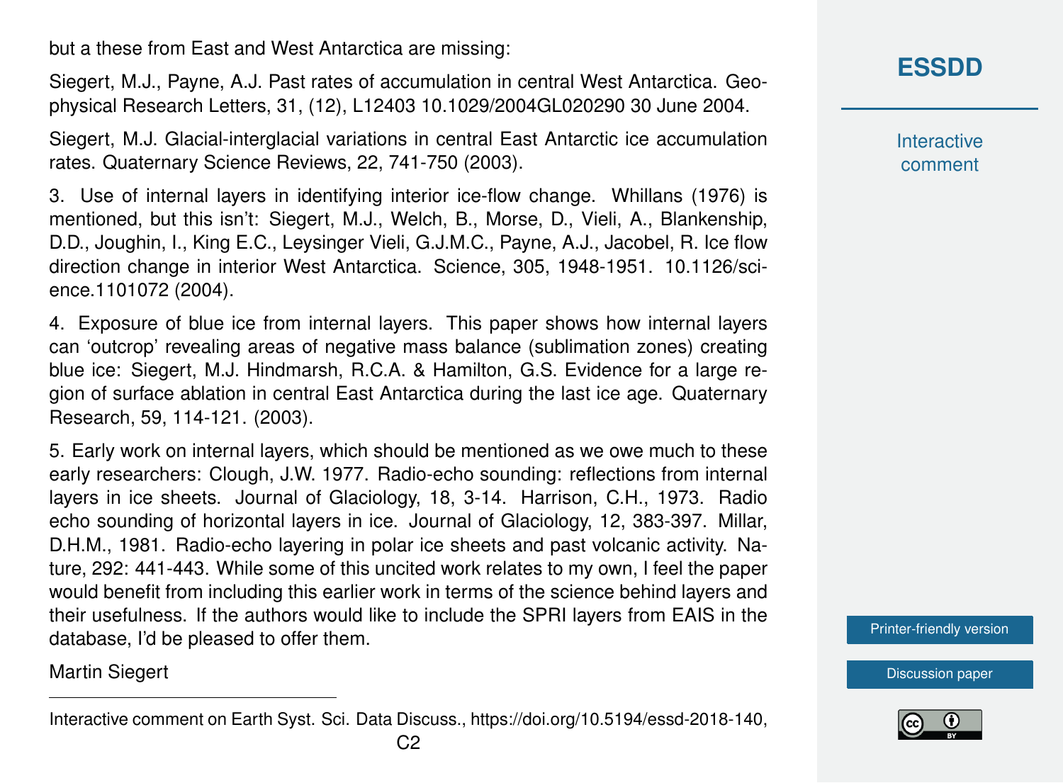but a these from East and West Antarctica are missing:

Siegert, M.J., Payne, A.J. Past rates of accumulation in central West Antarctica. Geophysical Research Letters, 31, (12), L12403 10.1029/2004GL020290 30 June 2004.

Siegert, M.J. Glacial-interglacial variations in central East Antarctic ice accumulation rates. Quaternary Science Reviews, 22, 741-750 (2003).

3. Use of internal layers in identifying interior ice-flow change. Whillans (1976) is mentioned, but this isn't: Siegert, M.J., Welch, B., Morse, D., Vieli, A., Blankenship, D.D., Joughin, I., King E.C., Leysinger Vieli, G.J.M.C., Payne, A.J., Jacobel, R. Ice flow direction change in interior West Antarctica. Science, 305, 1948-1951. 10.1126/science.1101072 (2004).

4. Exposure of blue ice from internal layers. This paper shows how internal layers can 'outcrop' revealing areas of negative mass balance (sublimation zones) creating blue ice: Siegert, M.J. Hindmarsh, R.C.A. & Hamilton, G.S. Evidence for a large region of surface ablation in central East Antarctica during the last ice age. Quaternary Research, 59, 114-121. (2003).

5. Early work on internal layers, which should be mentioned as we owe much to these early researchers: Clough, J.W. 1977. Radio-echo sounding: reflections from internal layers in ice sheets. Journal of Glaciology, 18, 3-14. Harrison, C.H., 1973. Radio echo sounding of horizontal layers in ice. Journal of Glaciology, 12, 383-397. Millar, D.H.M., 1981. Radio-echo layering in polar ice sheets and past volcanic activity. Nature, 292: 441-443. While some of this uncited work relates to my own, I feel the paper would benefit from including this earlier work in terms of the science behind layers and their usefulness. If the authors would like to include the SPRI layers from EAIS in the database, I'd be pleased to offer them.

Martin Siegert

---

Interactive comment on Earth Syst. Sci. Data Discuss., https://doi.org/10.5194/essd-2018-140,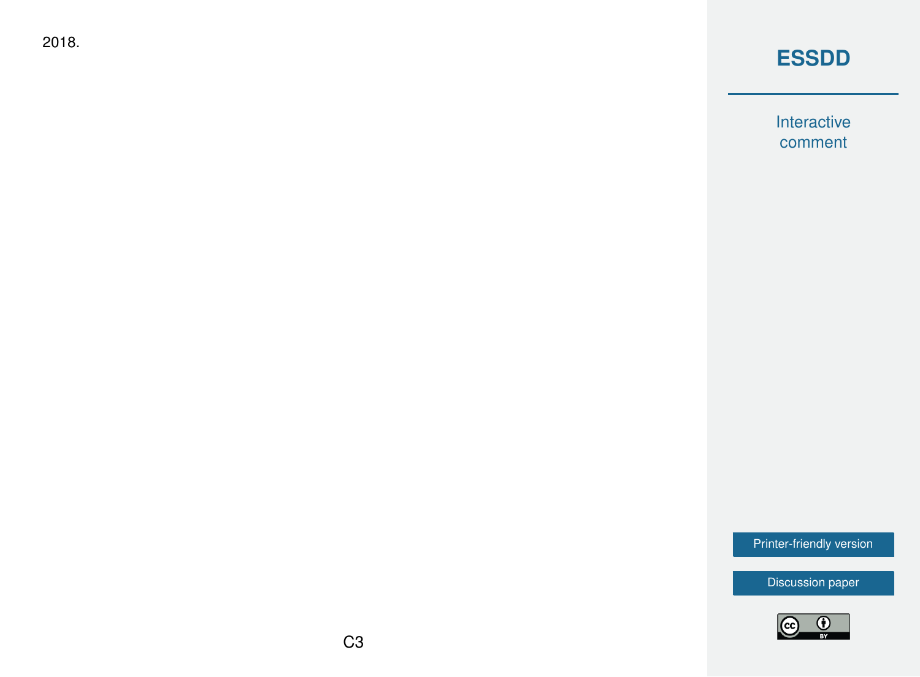2018.